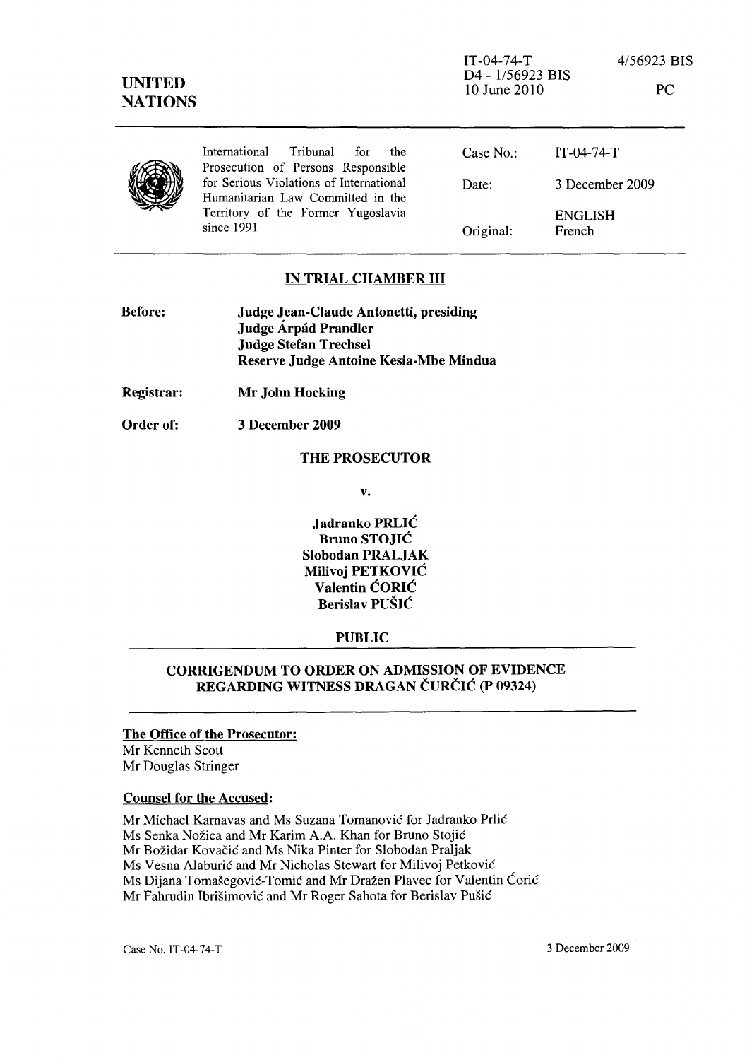IT-04-74-T
D4 - 1/56923 BIS
10 June 2010

4/56923 BIS

PC

**UNITED NATIONS**

International Tribunal for the Prosecution of Persons Responsible for Serious Violations of International Humanitarian Law Committed in the Territory of the Former Yugoslavia since 1991

| | |
|---|---|
| Case No.: | IT-04-74-T |
| Date: | 3 December 2009 |
| | ENGLISH |
| Original: | French |

## IN TRIAL CHAMBER III

**Before:** **Judge Jean-Claude Antonetti, presiding**
**Judge Árpád Prandler**
**Judge Stefan Trechsel**
**Reserve Judge Antoine Kesia-Mbe Mindua**

**Registrar:** **Mr John Hocking**

**Order of:** **3 December 2009**

**THE PROSECUTOR**

**v.**

**Jadranko PRLIĆ**
**Bruno STOJIĆ**
**Slobodan PRALJAK**
**Milivoj PETKOVIĆ**
**Valentin ĆORIĆ**
**Berislav PUŠIĆ**

**PUBLIC**

## CORRIGENDUM TO ORDER ON ADMISSION OF EVIDENCE REGARDING WITNESS DRAGAN ČURČIĆ (P 09324)

**The Office of the Prosecutor:**
Mr Kenneth Scott
Mr Douglas Stringer

**Counsel for the Accused:**

Mr Michael Karnavas and Ms Suzana Tomanović for Jadranko Prlić
Ms Senka Nožica and Mr Karim A.A. Khan for Bruno Stojić
Mr Božidar Kovačić and Ms Nika Pinter for Slobodan Praljak
Ms Vesna Alaburić and Mr Nicholas Stewart for Milivoj Petković
Ms Dijana Tomašegović-Tomić and Mr Dražen Plavec for Valentin Ćorić
Mr Fahrudin Ibrišimović and Mr Roger Sahota for Berislav Pušić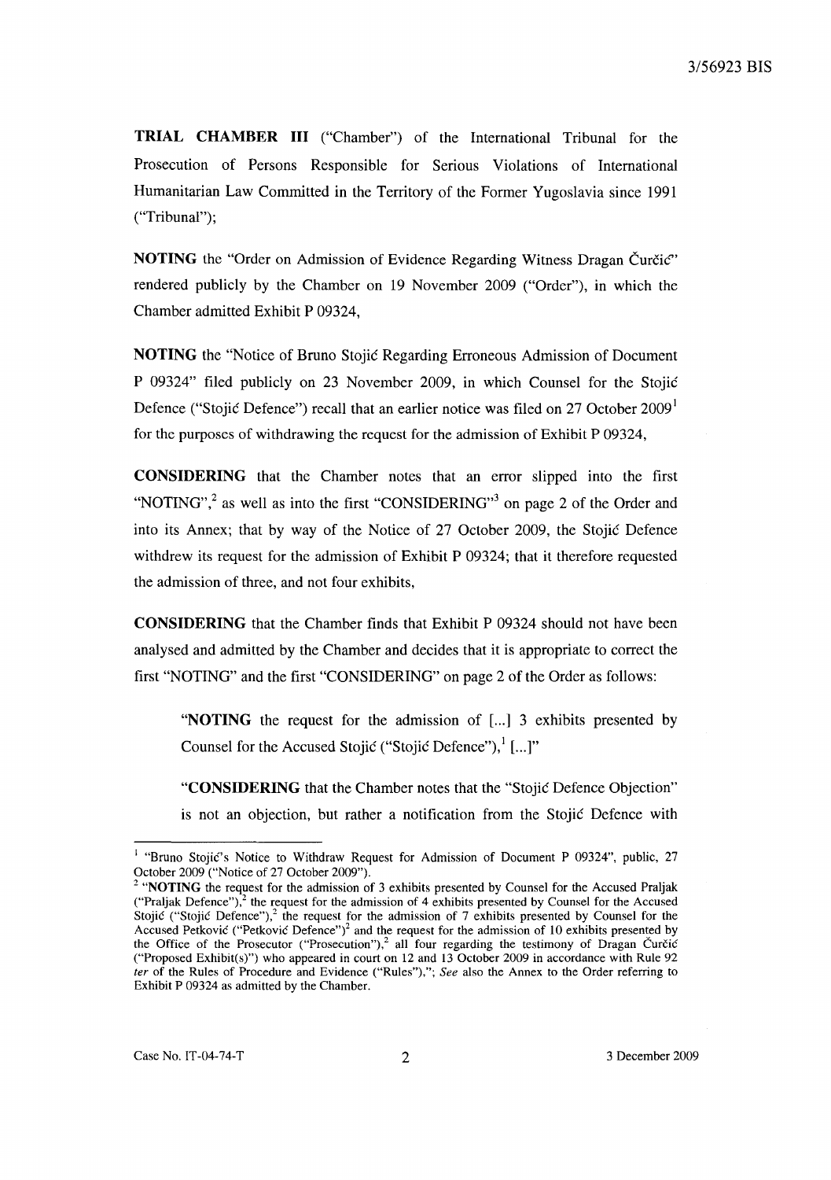**TRIAL CHAMBER III** ("Chamber") of the International Tribunal for the Prosecution of Persons Responsible for Serious Violations of International Humanitarian Law Committed in the Territory of the Former Yugoslavia since 1991 ("Tribunal");

**NOTING** the "Order on Admission of Evidence Regarding Witness Dragan Čurčić" rendered publicly by the Chamber on 19 November 2009 ("Order"), in which the Chamber admitted Exhibit P 09324,

**NOTING** the "Notice of Bruno Stojić Regarding Erroneous Admission of Document P 09324" filed publicly on 23 November 2009, in which Counsel for the Stojić Defence ("Stojić Defence") recall that an earlier notice was filed on 27 October 2009[1] for the purposes of withdrawing the request for the admission of Exhibit P 09324,

**CONSIDERING** that the Chamber notes that an error slipped into the first "NOTING",[2] as well as into the first "CONSIDERING"[3] on page 2 of the Order and into its Annex; that by way of the Notice of 27 October 2009, the Stojić Defence withdrew its request for the admission of Exhibit P 09324; that it therefore requested the admission of three, and not four exhibits,

**CONSIDERING** that the Chamber finds that Exhibit P 09324 should not have been analysed and admitted by the Chamber and decides that it is appropriate to correct the first "NOTING" and the first "CONSIDERING" on page 2 of the Order as follows:

> "**NOTING** the request for the admission of [...] 3 exhibits presented by Counsel for the Accused Stojić ("Stojić Defence"),[1] [...]"
>
> "**CONSIDERING** that the Chamber notes that the "Stojić Defence Objection" is not an objection, but rather a notification from the Stojić Defence with

---

[1] "Bruno Stojić's Notice to Withdraw Request for Admission of Document P 09324", public, 27 October 2009 ("Notice of 27 October 2009").

[2] "**NOTING** the request for the admission of 3 exhibits presented by Counsel for the Accused Praljak ("Praljak Defence"),[2] the request for the admission of 4 exhibits presented by Counsel for the Accused Stojić ("Stojić Defence"),[2] the request for the admission of 7 exhibits presented by Counsel for the Accused Petković ("Petković Defence")[2] and the request for the admission of 10 exhibits presented by the Office of the Prosecutor ("Prosecution"),[2] all four regarding the testimony of Dragan Čurčić ("Proposed Exhibit(s)") who appeared in court on 12 and 13 October 2009 in accordance with Rule 92 *ter* of the Rules of Procedure and Evidence ("Rules"),"; *See* also the Annex to the Order referring to Exhibit P 09324 as admitted by the Chamber.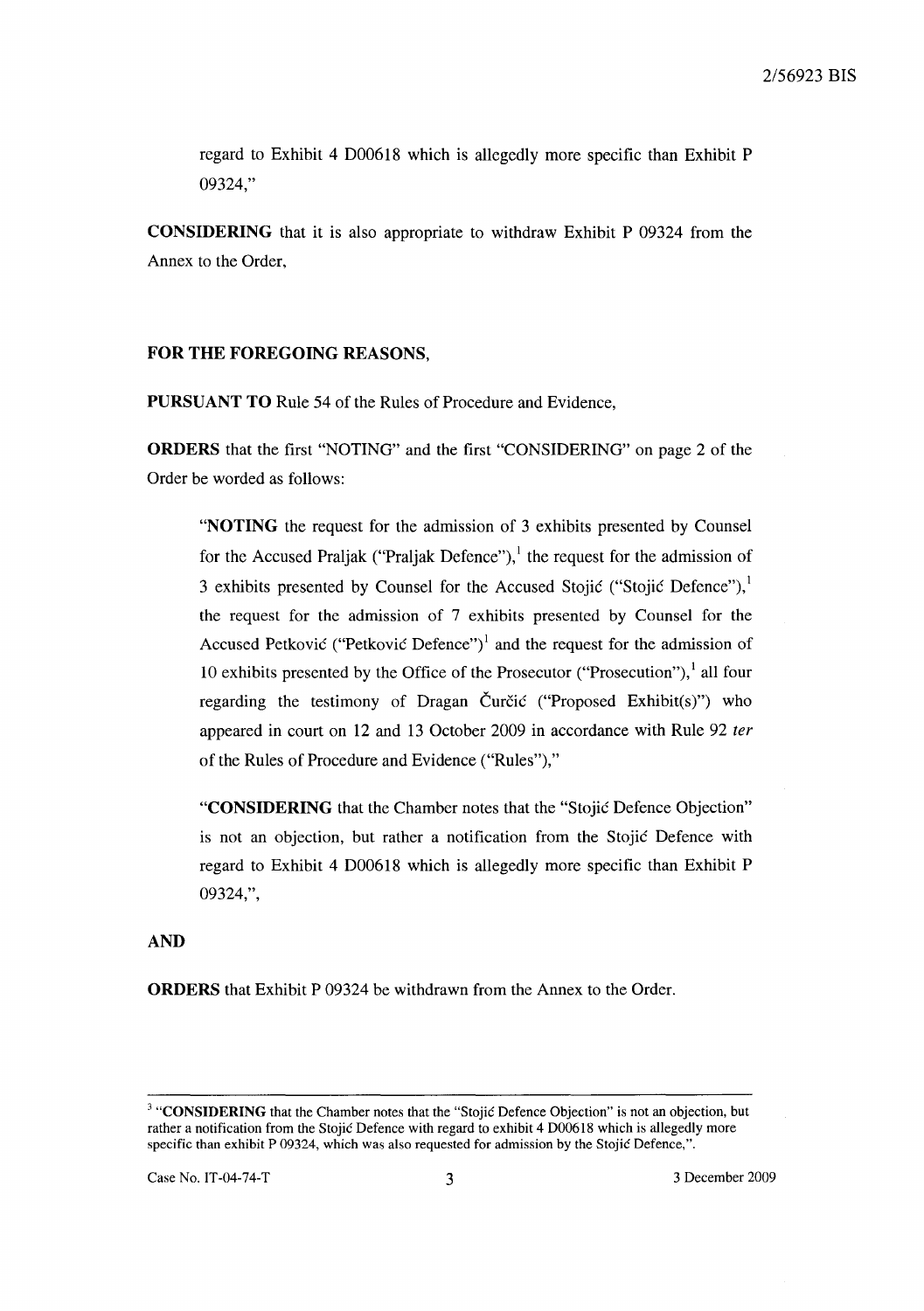regard to Exhibit 4 D00618 which is allegedly more specific than Exhibit P 09324,"

**CONSIDERING** that it is also appropriate to withdraw Exhibit P 09324 from the Annex to the Order,

**FOR THE FOREGOING REASONS,**

**PURSUANT TO** Rule 54 of the Rules of Procedure and Evidence,

**ORDERS** that the first "NOTING" and the first "CONSIDERING" on page 2 of the Order be worded as follows:

> "**NOTING** the request for the admission of 3 exhibits presented by Counsel for the Accused Praljak ("Praljak Defence"),[1] the request for the admission of 3 exhibits presented by Counsel for the Accused Stojić ("Stojić Defence"),[1] the request for the admission of 7 exhibits presented by Counsel for the Accused Petković ("Petković Defence")[1] and the request for the admission of 10 exhibits presented by the Office of the Prosecutor ("Prosecution"),[1] all four regarding the testimony of Dragan Čurčić ("Proposed Exhibit(s)") who appeared in court on 12 and 13 October 2009 in accordance with Rule 92 *ter* of the Rules of Procedure and Evidence ("Rules"),"

> "**CONSIDERING** that the Chamber notes that the "Stojić Defence Objection" is not an objection, but rather a notification from the Stojić Defence with regard to Exhibit 4 D00618 which is allegedly more specific than Exhibit P 09324,",

**AND**

**ORDERS** that Exhibit P 09324 be withdrawn from the Annex to the Order.

---

[3] "**CONSIDERING** that the Chamber notes that the "Stojić Defence Objection" is not an objection, but rather a notification from the Stojić Defence with regard to exhibit 4 D00618 which is allegedly more specific than exhibit P 09324, which was also requested for admission by the Stojić Defence,".

Case No. IT-04-74-T 3 December 2009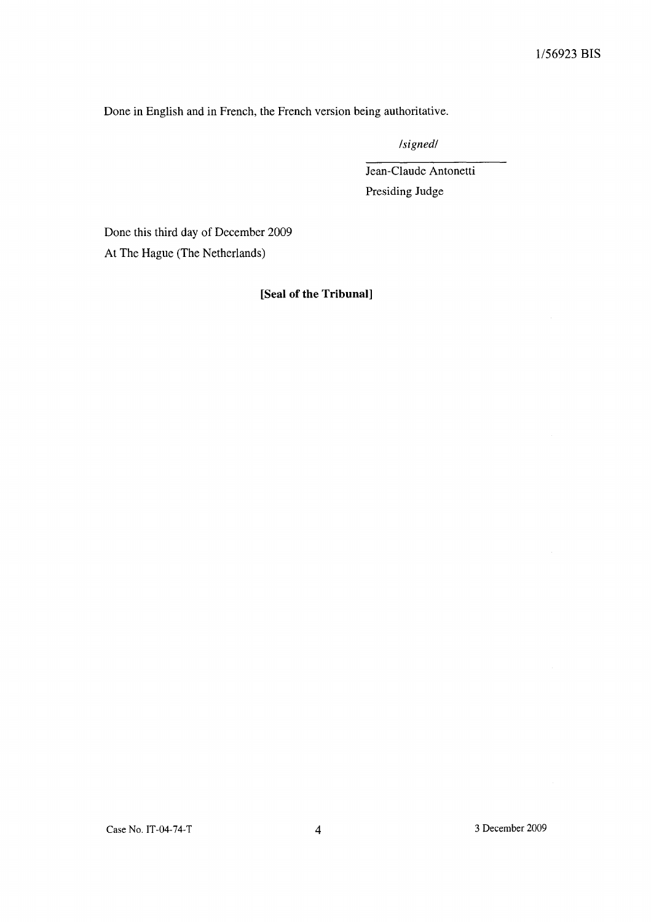Done in English and in French, the French version being authoritative.

*/signed/*

Jean-Claude Antonetti

Presiding Judge

Done this third day of December 2009

At The Hague (The Netherlands)

**[Seal of the Tribunal]**